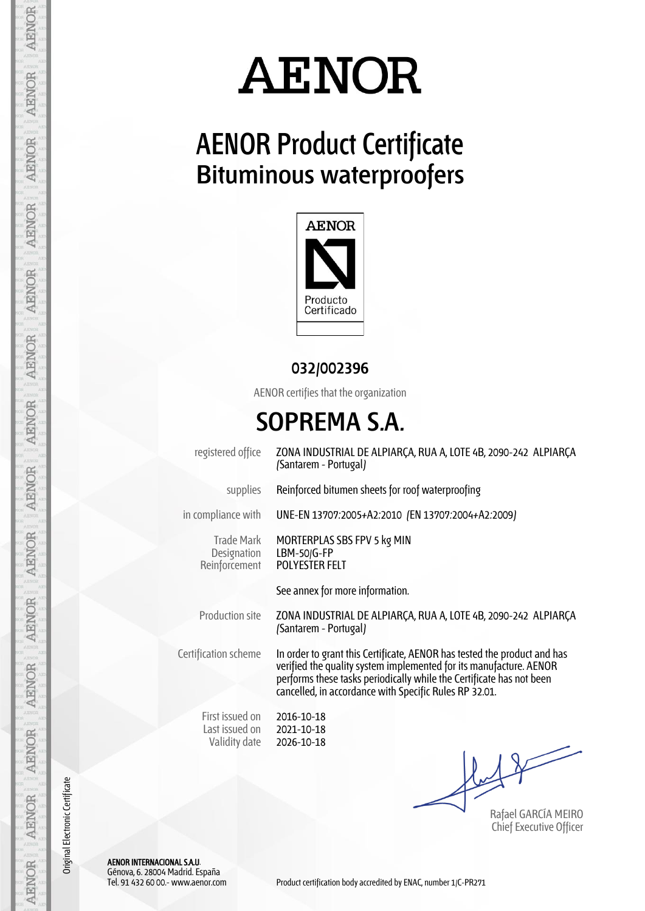# AENOR

## AENOR Product Certificate
## Bituminous waterproofers

AENOR
Producto Certificado

**032/002396**

AENOR certifies that the organization

# SOPREMA S.A.

| | |
|---|---|
| registered office | ZONA INDUSTRIAL DE ALPIARÇA, RUA A, LOTE 4B, 2090-242 ALPIARÇA (Santarem - Portugal) |
| supplies | Reinforced bitumen sheets for roof waterproofing |
| in compliance with | UNE-EN 13707:2005+A2:2010 (EN 13707:2004+A2:2009) |
| Trade Mark | MORTERPLAS SBS FPV 5 kg MIN |
| Designation | LBM-50/G-FP |
| Reinforcement | POLYESTER FELT |
| | See annex for more information. |
| Production site | ZONA INDUSTRIAL DE ALPIARÇA, RUA A, LOTE 4B, 2090-242 ALPIARÇA (Santarem - Portugal) |
| Certification scheme | In order to grant this Certificate, AENOR has tested the product and has verified the quality system implemented for its manufacture. AENOR performs these tasks periodically while the Certificate has not been cancelled, in accordance with Specific Rules RP 32.01. |
| First issued on | 2016-10-18 |
| Last issued on | 2021-10-18 |
| Validity date | 2026-10-18 |

Rafael GARCÍA MEIRO
Chief Executive Officer

Original Electronic Certificate

**AENOR INTERNACIONAL S.A.U.**
Génova, 6. 28004 Madrid. España
Tel. 91 432 60 00.- www.aenor.com

Product certification body accredited by ENAC, number 1/C-PR271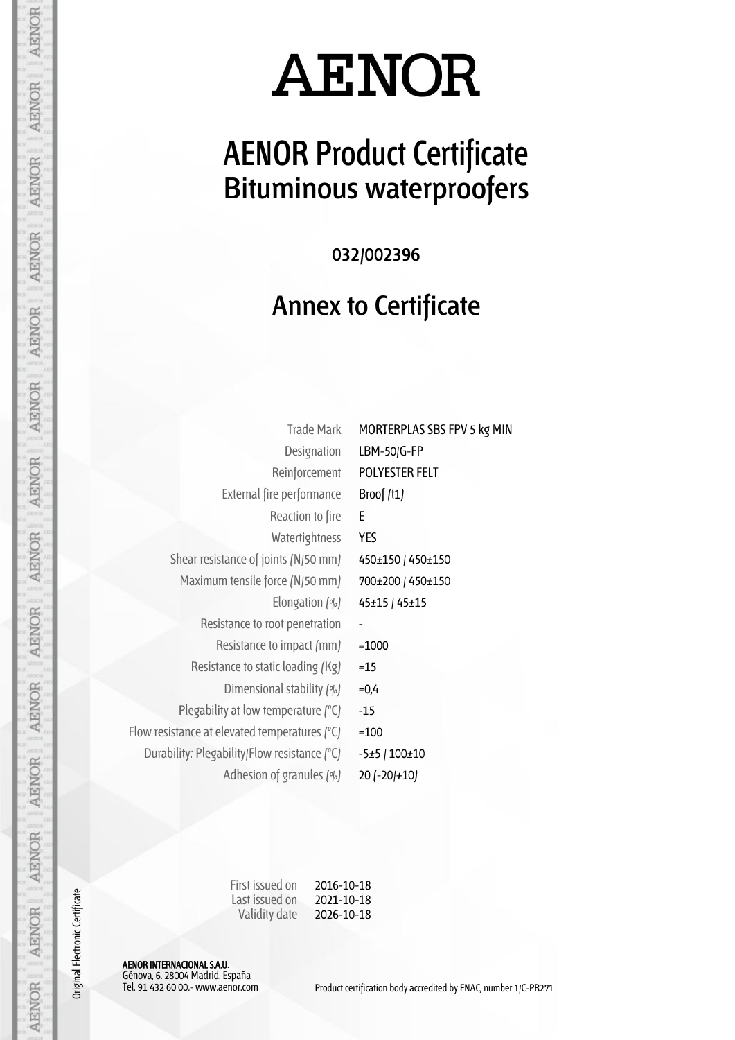# AENOR

## AENOR Product Certificate
## Bituminous waterproofers

032/002396

## Annex to Certificate

| | |
|---|---|
| Trade Mark | MORTERPLAS SBS FPV 5 kg MIN |
| Designation | LBM-50/G-FP |
| Reinforcement | POLYESTER FELT |
| External fire performance | Broof (t1) |
| Reaction to fire | E |
| Watertightness | YES |
| Shear resistance of joints (N/50 mm) | 450±150 / 450±150 |
| Maximum tensile force (N/50 mm) | 700±200 / 450±150 |
| Elongation (%) | 45±15 / 45±15 |
| Resistance to root penetration | - |
| Resistance to impact (mm) | =1000 |
| Resistance to static loading (Kg) | =15 |
| Dimensional stability (%) | =0,4 |
| Plegability at low temperature (°C) | -15 |
| Flow resistance at elevated temperatures (°C) | =100 |
| Durability: Plegability/Flow resistance (°C) | -5±5 / 100±10 |
| Adhesion of granules (%) | 20 (-20/+10) |

| | |
|---|---|
| First issued on | 2016-10-18 |
| Last issued on | 2021-10-18 |
| Validity date | 2026-10-18 |

Original Electronic Certificate

**AENOR INTERNACIONAL S.A.U.**
Génova, 6. 28004 Madrid. España
Tel. 91 432 60 00.- www.aenor.com

Product certification body accredited by ENAC, number 1/C-PR271